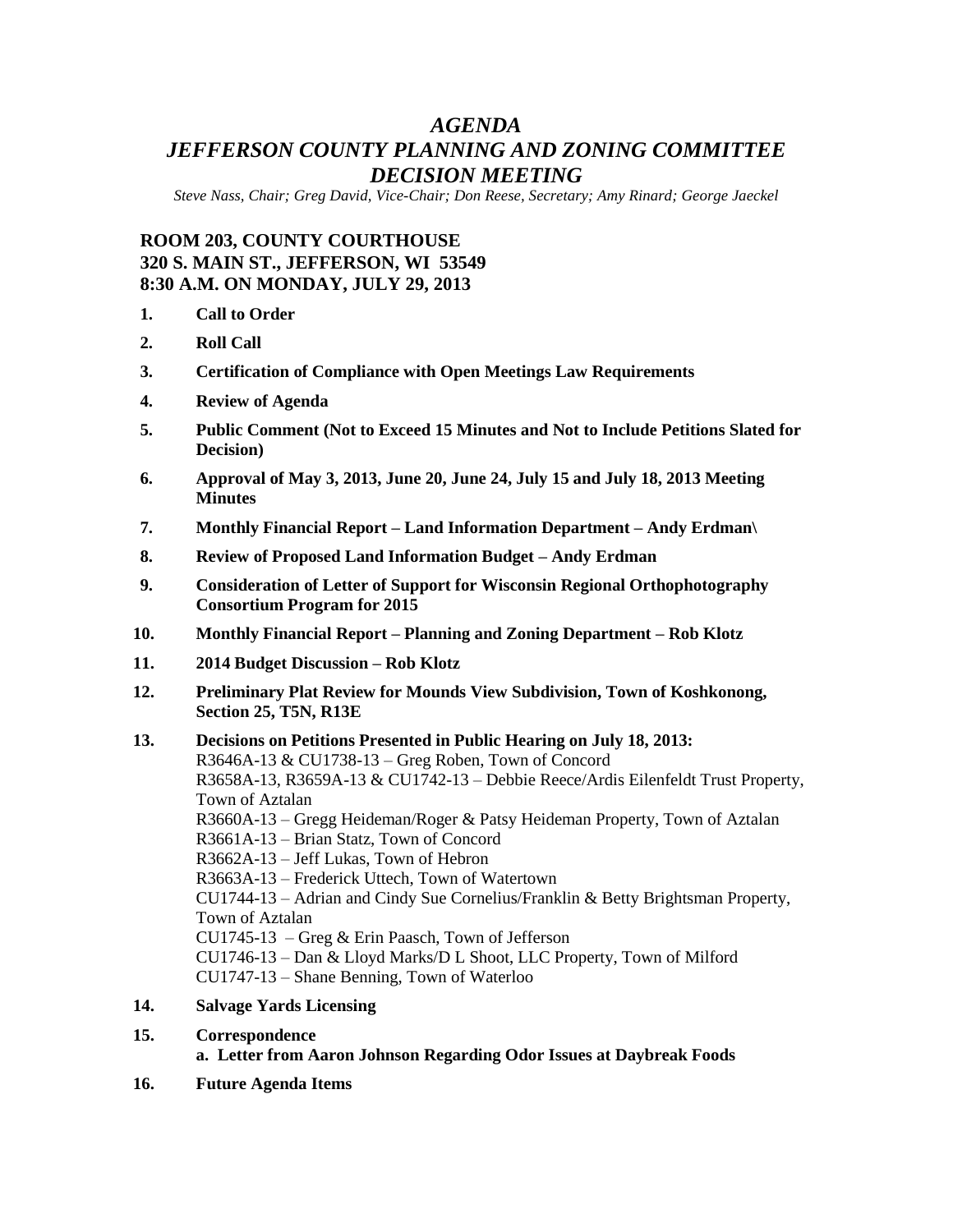# *AGENDA*
# *JEFFERSON COUNTY PLANNING AND ZONING COMMITTEE DECISION MEETING*

*Steve Nass, Chair; Greg David, Vice-Chair; Don Reese, Secretary; Amy Rinard; George Jaeckel*

**ROOM 203, COUNTY COURTHOUSE**
**320 S. MAIN ST., JEFFERSON, WI 53549**
**8:30 A.M. ON MONDAY, JULY 29, 2013**

1. **Call to Order**
2. **Roll Call**
3. **Certification of Compliance with Open Meetings Law Requirements**
4. **Review of Agenda**
5. **Public Comment (Not to Exceed 15 Minutes and Not to Include Petitions Slated for Decision)**
6. **Approval of May 3, 2013, June 20, June 24, July 15 and July 18, 2013 Meeting Minutes**
7. **Monthly Financial Report – Land Information Department – Andy Erdman\**
8. **Review of Proposed Land Information Budget – Andy Erdman**
9. **Consideration of Letter of Support for Wisconsin Regional Orthophotography Consortium Program for 2015**
10. **Monthly Financial Report – Planning and Zoning Department – Rob Klotz**
11. **2014 Budget Discussion – Rob Klotz**
12. **Preliminary Plat Review for Mounds View Subdivision, Town of Koshkonong, Section 25, T5N, R13E**
13. **Decisions on Petitions Presented in Public Hearing on July 18, 2013:**
    R3646A-13 & CU1738-13 – Greg Roben, Town of Concord
    R3658A-13, R3659A-13 & CU1742-13 – Debbie Reece/Ardis Eilenfeldt Trust Property, Town of Aztalan
    R3660A-13 – Gregg Heideman/Roger & Patsy Heideman Property, Town of Aztalan
    R3661A-13 – Brian Statz, Town of Concord
    R3662A-13 – Jeff Lukas, Town of Hebron
    R3663A-13 – Frederick Uttech, Town of Watertown
    CU1744-13 – Adrian and Cindy Sue Cornelius/Franklin & Betty Brightsman Property, Town of Aztalan
    CU1745-13 – Greg & Erin Paasch, Town of Jefferson
    CU1746-13 – Dan & Lloyd Marks/D L Shoot, LLC Property, Town of Milford
    CU1747-13 – Shane Benning, Town of Waterloo
14. **Salvage Yards Licensing**
15. **Correspondence**
    **a. Letter from Aaron Johnson Regarding Odor Issues at Daybreak Foods**
16. **Future Agenda Items**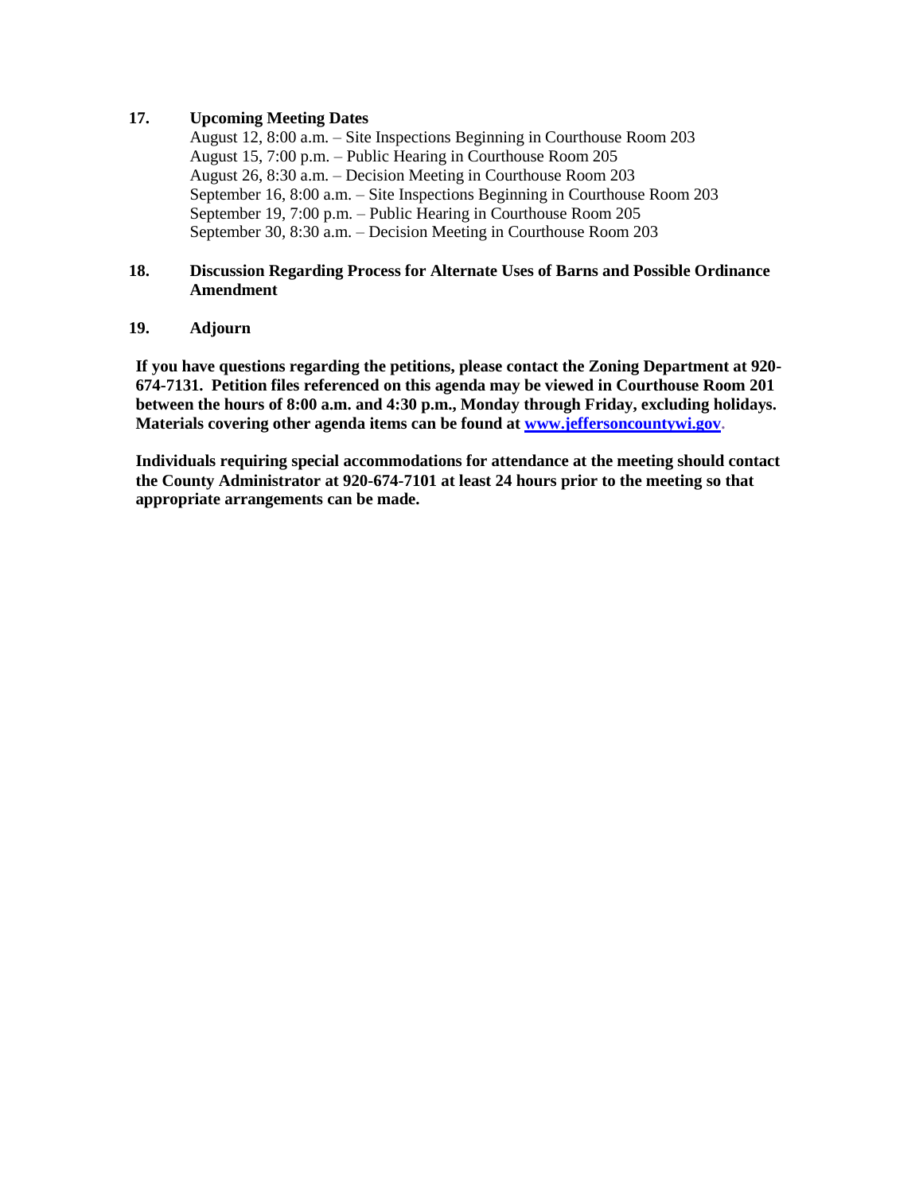**17. Upcoming Meeting Dates**

August 12, 8:00 a.m. – Site Inspections Beginning in Courthouse Room 203
August 15, 7:00 p.m. – Public Hearing in Courthouse Room 205
August 26, 8:30 a.m. – Decision Meeting in Courthouse Room 203
September 16, 8:00 a.m. – Site Inspections Beginning in Courthouse Room 203
September 19, 7:00 p.m. – Public Hearing in Courthouse Room 205
September 30, 8:30 a.m. – Decision Meeting in Courthouse Room 203

**18. Discussion Regarding Process for Alternate Uses of Barns and Possible Ordinance Amendment**

**19. Adjourn**

**If you have questions regarding the petitions, please contact the Zoning Department at 920-674-7131. Petition files referenced on this agenda may be viewed in Courthouse Room 201 between the hours of 8:00 a.m. and 4:30 p.m., Monday through Friday, excluding holidays. Materials covering other agenda items can be found at [www.jeffersoncountywi.gov](http://www.jeffersoncountywi.gov).**

**Individuals requiring special accommodations for attendance at the meeting should contact the County Administrator at 920-674-7101 at least 24 hours prior to the meeting so that appropriate arrangements can be made.**